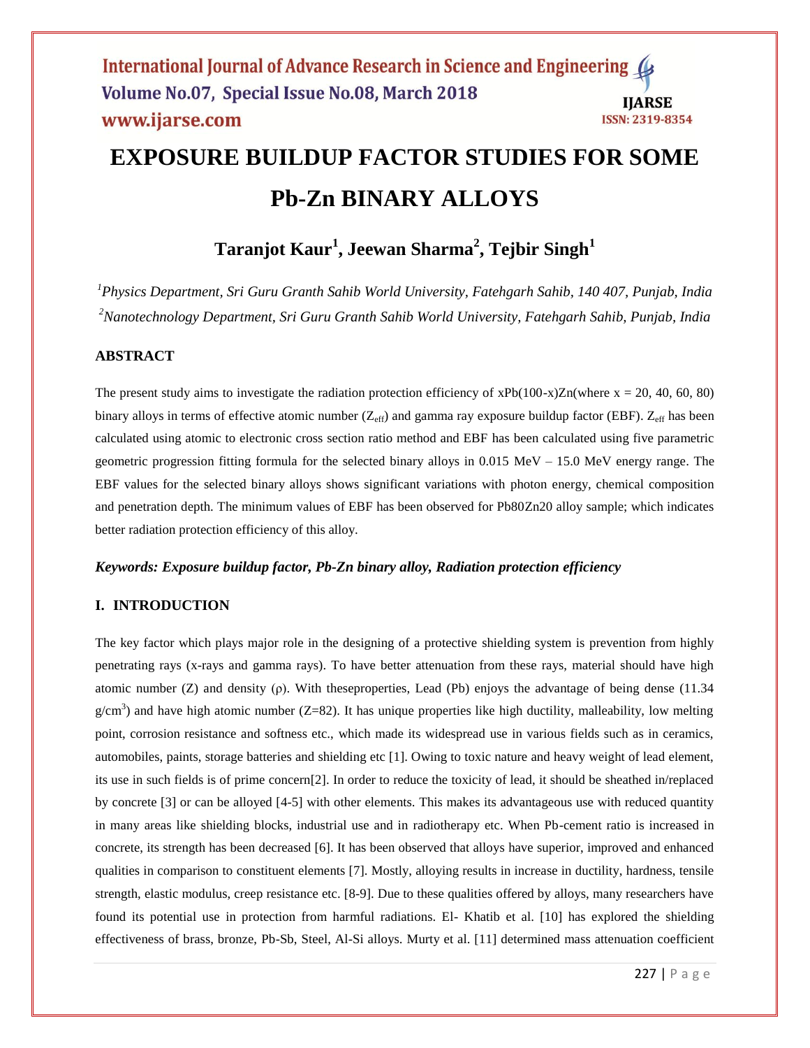# EXPOSURE BUILDUP FACTOR STUDIES FOR SOME Pb-Zn BINARY ALLOYS

## Taranjot Kaur[1], Jeewan Sharma[2], Tejbir Singh[1]

[1]*Physics Department, Sri Guru Granth Sahib World University, Fatehgarh Sahib, 140 407, Punjab, India*
[2]*Nanotechnology Department, Sri Guru Granth Sahib World University, Fatehgarh Sahib, Punjab, India*

### ABSTRACT

The present study aims to investigate the radiation protection efficiency of xPb(100-x)Zn(where x = 20, 40, 60, 80) binary alloys in terms of effective atomic number ($Z_{eff}$) and gamma ray exposure buildup factor (EBF). $Z_{eff}$ has been calculated using atomic to electronic cross section ratio method and EBF has been calculated using five parametric geometric progression fitting formula for the selected binary alloys in 0.015 MeV – 15.0 MeV energy range. The EBF values for the selected binary alloys shows significant variations with photon energy, chemical composition and penetration depth. The minimum values of EBF has been observed for Pb80Zn20 alloy sample; which indicates better radiation protection efficiency of this alloy.

***Keywords: Exposure buildup factor, Pb-Zn binary alloy, Radiation protection efficiency***

### I. INTRODUCTION

The key factor which plays major role in the designing of a protective shielding system is prevention from highly penetrating rays (x-rays and gamma rays). To have better attenuation from these rays, material should have high atomic number (Z) and density (ρ). With theseproperties, Lead (Pb) enjoys the advantage of being dense (11.34 $g/cm^3$) and have high atomic number (Z=82). It has unique properties like high ductility, malleability, low melting point, corrosion resistance and softness etc., which made its widespread use in various fields such as in ceramics, automobiles, paints, storage batteries and shielding etc [1]. Owing to toxic nature and heavy weight of lead element, its use in such fields is of prime concern[2]. In order to reduce the toxicity of lead, it should be sheathed in/replaced by concrete [3] or can be alloyed [4-5] with other elements. This makes its advantageous use with reduced quantity in many areas like shielding blocks, industrial use and in radiotherapy etc. When Pb-cement ratio is increased in concrete, its strength has been decreased [6]. It has been observed that alloys have superior, improved and enhanced qualities in comparison to constituent elements [7]. Mostly, alloying results in increase in ductility, hardness, tensile strength, elastic modulus, creep resistance etc. [8-9]. Due to these qualities offered by alloys, many researchers have found its potential use in protection from harmful radiations. El- Khatib et al. [10] has explored the shielding effectiveness of brass, bronze, Pb-Sb, Steel, Al-Si alloys. Murty et al. [11] determined mass attenuation coefficient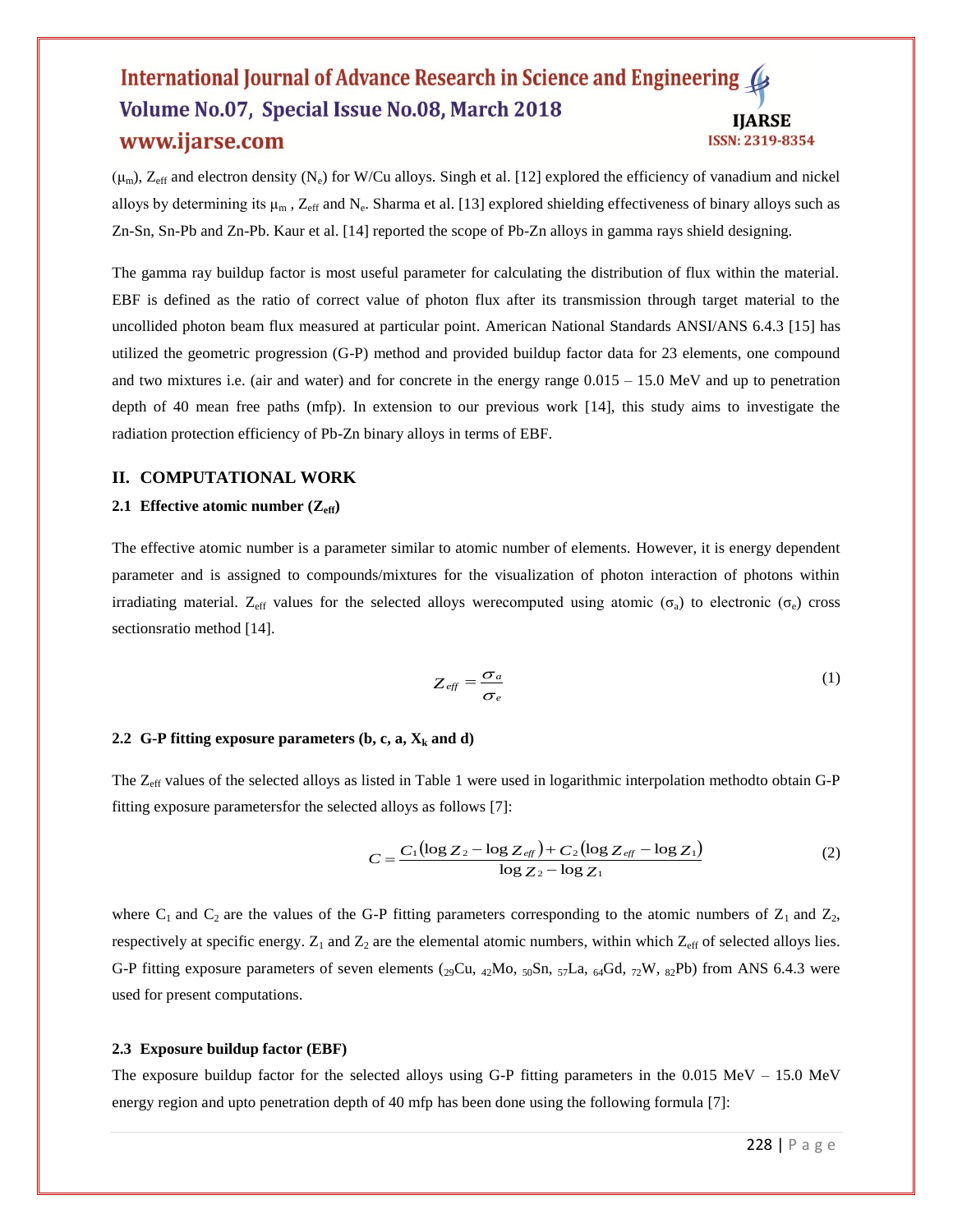($\mu_m$), $Z_{eff}$ and electron density ($N_e$) for W/Cu alloys. Singh et al. [12] explored the efficiency of vanadium and nickel alloys by determining its $\mu_m$ , $Z_{eff}$ and $N_e$. Sharma et al. [13] explored shielding effectiveness of binary alloys such as Zn-Sn, Sn-Pb and Zn-Pb. Kaur et al. [14] reported the scope of Pb-Zn alloys in gamma rays shield designing.

The gamma ray buildup factor is most useful parameter for calculating the distribution of flux within the material. EBF is defined as the ratio of correct value of photon flux after its transmission through target material to the uncollided photon beam flux measured at particular point. American National Standards ANSI/ANS 6.4.3 [15] has utilized the geometric progression (G-P) method and provided buildup factor data for 23 elements, one compound and two mixtures i.e. (air and water) and for concrete in the energy range 0.015 – 15.0 MeV and up to penetration depth of 40 mean free paths (mfp). In extension to our previous work [14], this study aims to investigate the radiation protection efficiency of Pb-Zn binary alloys in terms of EBF.

## II. COMPUTATIONAL WORK

### 2.1 Effective atomic number ($Z_{eff}$)

The effective atomic number is a parameter similar to atomic number of elements. However, it is energy dependent parameter and is assigned to compounds/mixtures for the visualization of photon interaction of photons within irradiating material. $Z_{eff}$ values for the selected alloys werecomputed using atomic ($\sigma_a$) to electronic ($\sigma_e$) cross sectionsratio method [14].

$$Z_{eff} = \frac{\sigma_a}{\sigma_e} \tag{1}$$

### 2.2 G-P fitting exposure parameters (b, c, a, $X_k$ and d)

The $Z_{eff}$ values of the selected alloys as listed in Table 1 were used in logarithmic interpolation methodto obtain G-P fitting exposure parametersfor the selected alloys as follows [7]:

$$C = \frac{C_1(\log Z_2 - \log Z_{eff}) + C_2(\log Z_{eff} - \log Z_1)}{\log Z_2 - \log Z_1} \tag{2}$$

where $C_1$ and $C_2$ are the values of the G-P fitting parameters corresponding to the atomic numbers of $Z_1$ and $Z_2$, respectively at specific energy. $Z_1$ and $Z_2$ are the elemental atomic numbers, within which $Z_{eff}$ of selected alloys lies. G-P fitting exposure parameters of seven elements ($_{29}$Cu, $_{42}$Mo, $_{50}$Sn, $_{57}$La, $_{64}$Gd, $_{72}$W, $_{82}$Pb) from ANS 6.4.3 were used for present computations.

### 2.3 Exposure buildup factor (EBF)

The exposure buildup factor for the selected alloys using G-P fitting parameters in the 0.015 MeV – 15.0 MeV energy region and upto penetration depth of 40 mfp has been done using the following formula [7]: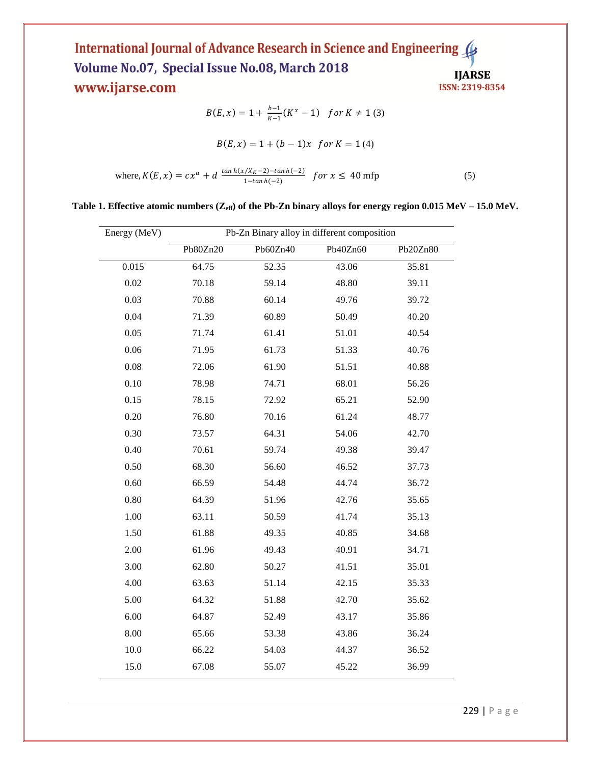$$B(E,x) = 1 + \frac{b-1}{K-1}(K^x - 1) \quad for\ K \neq 1 \ (3)$$

$$B(E,x) = 1 + (b-1)x \quad for\ K = 1 \ (4)$$

where, $K(E,x) = cx^a + d\ \frac{\tan h(x/X_K - 2) - \tan h(-2)}{1 - \tan h(-2)} \quad for\ x \leq\ 40$ mfp (5)

**Table 1. Effective atomic numbers ($Z_{eff}$) of the Pb-Zn binary alloys for energy region 0.015 MeV – 15.0 MeV.**

| Energy (MeV) | Pb-Zn Binary alloy in different composition | | | |
|---|---|---|---|---|
| | Pb80Zn20 | Pb60Zn40 | Pb40Zn60 | Pb20Zn80 |
| 0.015 | 64.75 | 52.35 | 43.06 | 35.81 |
| 0.02 | 70.18 | 59.14 | 48.80 | 39.11 |
| 0.03 | 70.88 | 60.14 | 49.76 | 39.72 |
| 0.04 | 71.39 | 60.89 | 50.49 | 40.20 |
| 0.05 | 71.74 | 61.41 | 51.01 | 40.54 |
| 0.06 | 71.95 | 61.73 | 51.33 | 40.76 |
| 0.08 | 72.06 | 61.90 | 51.51 | 40.88 |
| 0.10 | 78.98 | 74.71 | 68.01 | 56.26 |
| 0.15 | 78.15 | 72.92 | 65.21 | 52.90 |
| 0.20 | 76.80 | 70.16 | 61.24 | 48.77 |
| 0.30 | 73.57 | 64.31 | 54.06 | 42.70 |
| 0.40 | 70.61 | 59.74 | 49.38 | 39.47 |
| 0.50 | 68.30 | 56.60 | 46.52 | 37.73 |
| 0.60 | 66.59 | 54.48 | 44.74 | 36.72 |
| 0.80 | 64.39 | 51.96 | 42.76 | 35.65 |
| 1.00 | 63.11 | 50.59 | 41.74 | 35.13 |
| 1.50 | 61.88 | 49.35 | 40.85 | 34.68 |
| 2.00 | 61.96 | 49.43 | 40.91 | 34.71 |
| 3.00 | 62.80 | 50.27 | 41.51 | 35.01 |
| 4.00 | 63.63 | 51.14 | 42.15 | 35.33 |
| 5.00 | 64.32 | 51.88 | 42.70 | 35.62 |
| 6.00 | 64.87 | 52.49 | 43.17 | 35.86 |
| 8.00 | 65.66 | 53.38 | 43.86 | 36.24 |
| 10.0 | 66.22 | 54.03 | 44.37 | 36.52 |
| 15.0 | 67.08 | 55.07 | 45.22 | 36.99 |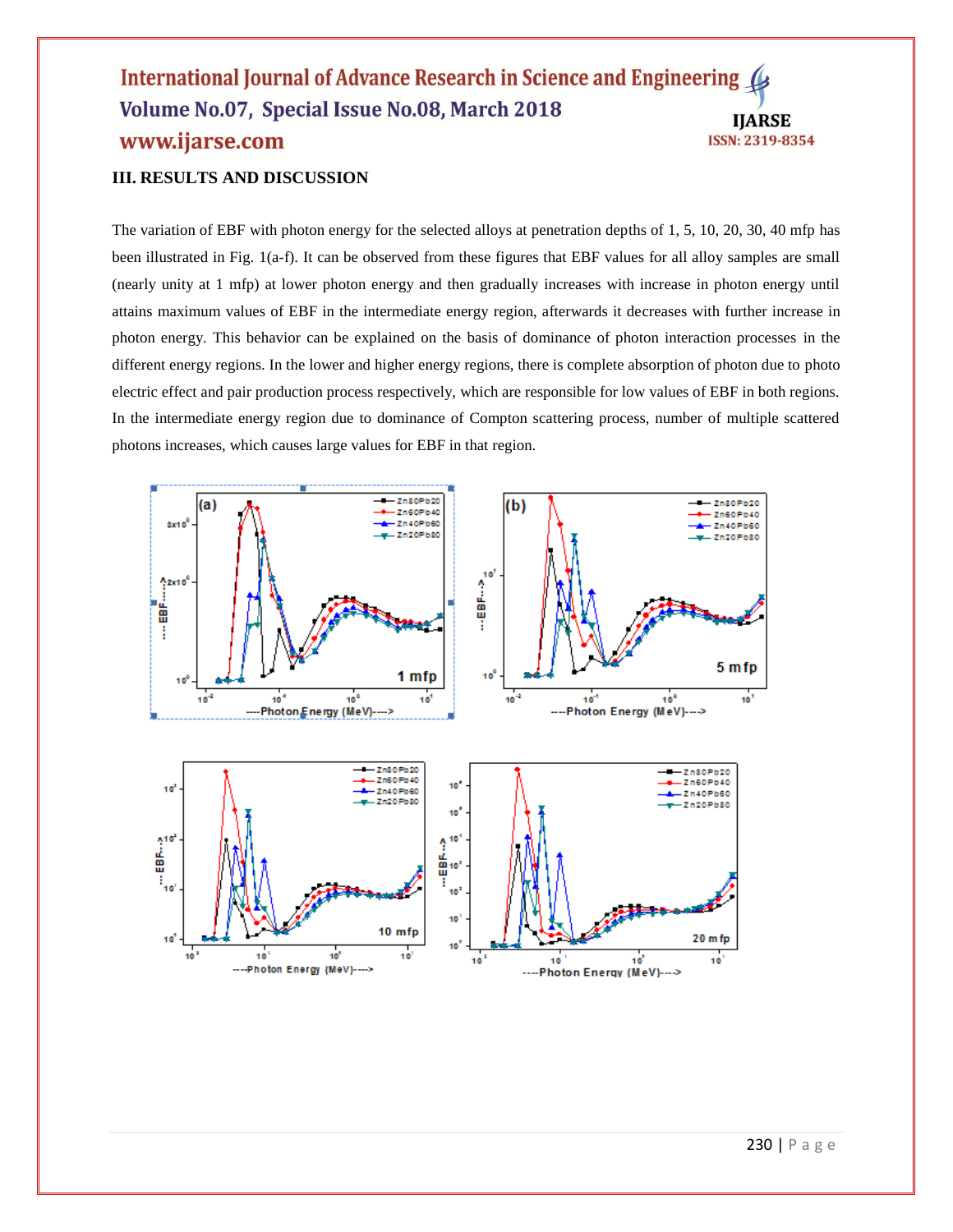## III. RESULTS AND DISCUSSION

The variation of EBF with photon energy for the selected alloys at penetration depths of 1, 5, 10, 20, 30, 40 mfp has been illustrated in Fig. 1(a-f). It can be observed from these figures that EBF values for all alloy samples are small (nearly unity at 1 mfp) at lower photon energy and then gradually increases with increase in photon energy until attains maximum values of EBF in the intermediate energy region, afterwards it decreases with further increase in photon energy. This behavior can be explained on the basis of dominance of photon interaction processes in the different energy regions. In the lower and higher energy regions, there is complete absorption of photon due to photo electric effect and pair production process respectively, which are responsible for low values of EBF in both regions. In the intermediate energy region due to dominance of Compton scattering process, number of multiple scattered photons increases, which causes large values for EBF in that region.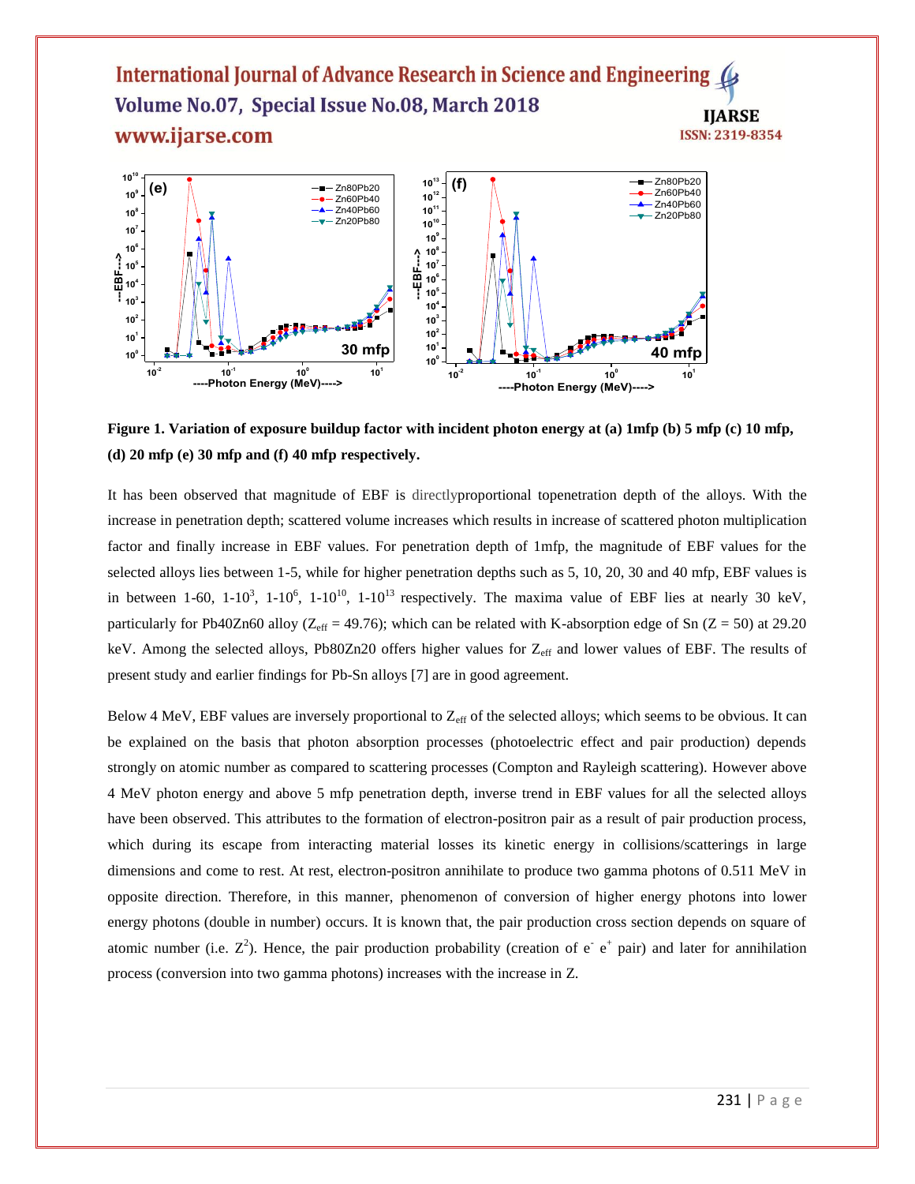**Figure 1. Variation of exposure buildup factor with incident photon energy at (a) 1mfp (b) 5 mfp (c) 10 mfp, (d) 20 mfp (e) 30 mfp and (f) 40 mfp respectively.**

It has been observed that magnitude of EBF is directlyproportional topenetration depth of the alloys. With the increase in penetration depth; scattered volume increases which results in increase of scattered photon multiplication factor and finally increase in EBF values. For penetration depth of 1mfp, the magnitude of EBF values for the selected alloys lies between 1-5, while for higher penetration depths such as 5, 10, 20, 30 and 40 mfp, EBF values is in between 1-60, 1-$10^3$, 1-$10^6$, 1-$10^{10}$, 1-$10^{13}$ respectively. The maxima value of EBF lies at nearly 30 keV, particularly for Pb40Zn60 alloy ($Z_{eff}$ = 49.76); which can be related with K-absorption edge of Sn (Z = 50) at 29.20 keV. Among the selected alloys, Pb80Zn20 offers higher values for $Z_{eff}$ and lower values of EBF. The results of present study and earlier findings for Pb-Sn alloys [7] are in good agreement.

Below 4 MeV, EBF values are inversely proportional to $Z_{eff}$ of the selected alloys; which seems to be obvious. It can be explained on the basis that photon absorption processes (photoelectric effect and pair production) depends strongly on atomic number as compared to scattering processes (Compton and Rayleigh scattering). However above 4 MeV photon energy and above 5 mfp penetration depth, inverse trend in EBF values for all the selected alloys have been observed. This attributes to the formation of electron-positron pair as a result of pair production process, which during its escape from interacting material losses its kinetic energy in collisions/scatterings in large dimensions and come to rest. At rest, electron-positron annihilate to produce two gamma photons of 0.511 MeV in opposite direction. Therefore, in this manner, phenomenon of conversion of higher energy photons into lower energy photons (double in number) occurs. It is known that, the pair production cross section depends on square of atomic number (i.e. $Z^2$). Hence, the pair production probability (creation of $e^-$ $e^+$ pair) and later for annihilation process (conversion into two gamma photons) increases with the increase in Z.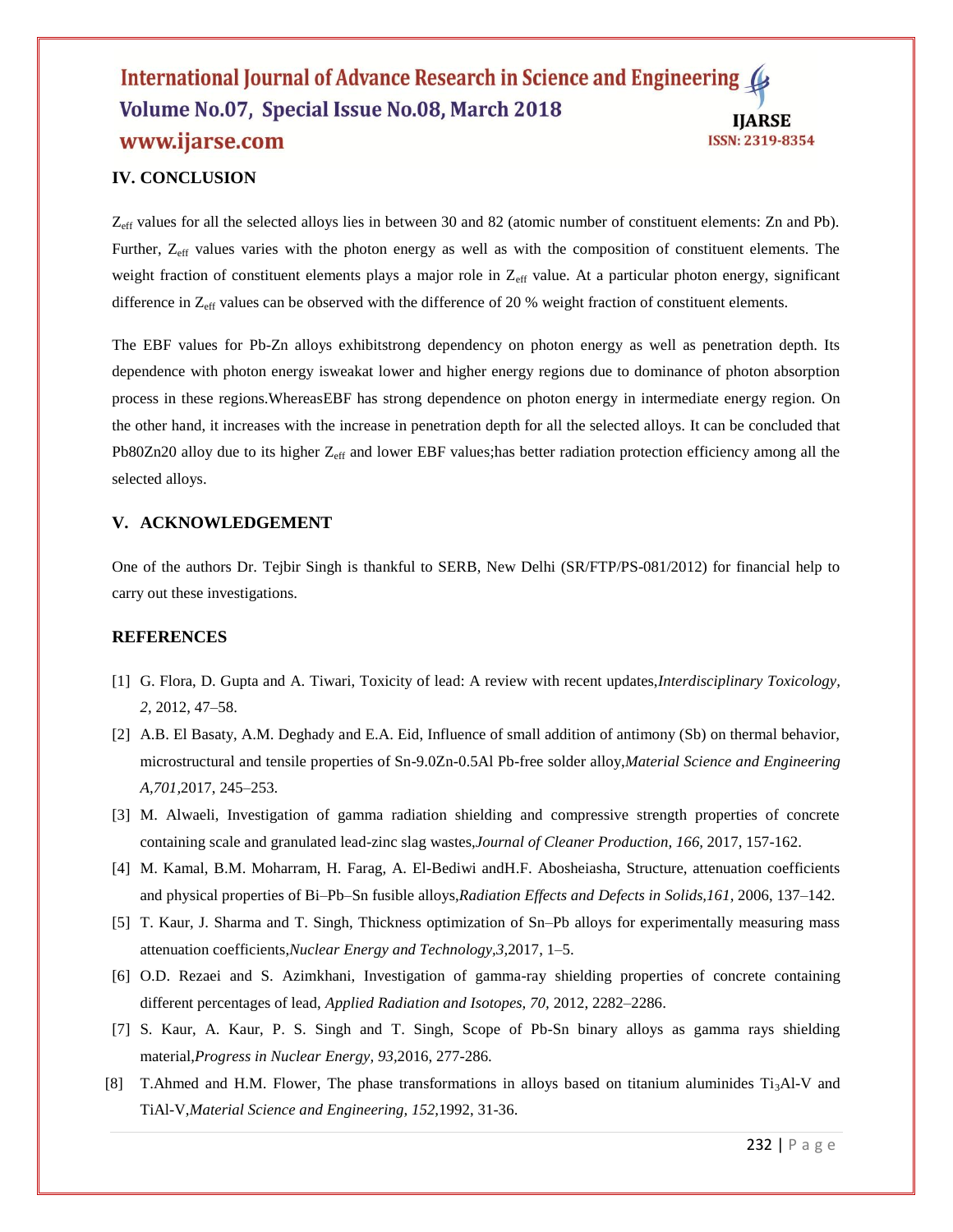## IV. CONCLUSION

$Z_{eff}$ values for all the selected alloys lies in between 30 and 82 (atomic number of constituent elements: Zn and Pb). Further, $Z_{eff}$ values varies with the photon energy as well as with the composition of constituent elements. The weight fraction of constituent elements plays a major role in $Z_{eff}$ value. At a particular photon energy, significant difference in $Z_{eff}$ values can be observed with the difference of 20 % weight fraction of constituent elements.

The EBF values for Pb-Zn alloys exhibitstrong dependency on photon energy as well as penetration depth. Its dependence with photon energy isweakat lower and higher energy regions due to dominance of photon absorption process in these regions.WhereasEBF has strong dependence on photon energy in intermediate energy region. On the other hand, it increases with the increase in penetration depth for all the selected alloys. It can be concluded that Pb80Zn20 alloy due to its higher $Z_{eff}$ and lower EBF values;has better radiation protection efficiency among all the selected alloys.

## V. ACKNOWLEDGEMENT

One of the authors Dr. Tejbir Singh is thankful to SERB, New Delhi (SR/FTP/PS-081/2012) for financial help to carry out these investigations.

## REFERENCES

[1] G. Flora, D. Gupta and A. Tiwari, Toxicity of lead: A review with recent updates,*Interdisciplinary Toxicology, 2,* 2012, 47–58.

[2] A.B. El Basaty, A.M. Deghady and E.A. Eid, Influence of small addition of antimony (Sb) on thermal behavior, microstructural and tensile properties of Sn-9.0Zn-0.5Al Pb-free solder alloy,*Material Science and Engineering A,701,*2017, 245–253.

[3] M. Alwaeli, Investigation of gamma radiation shielding and compressive strength properties of concrete containing scale and granulated lead-zinc slag wastes,*Journal of Cleaner Production, 166,* 2017, 157-162.

[4] M. Kamal, B.M. Moharram, H. Farag, A. El-Bediwi andH.F. Abosheiasha, Structure, attenuation coefficients and physical properties of Bi–Pb–Sn fusible alloys,*Radiation Effects and Defects in Solids,161*, 2006, 137–142.

[5] T. Kaur, J. Sharma and T. Singh, Thickness optimization of Sn–Pb alloys for experimentally measuring mass attenuation coefficients,*Nuclear Energy and Technology,3,*2017, 1–5.

[6] O.D. Rezaei and S. Azimkhani, Investigation of gamma-ray shielding properties of concrete containing different percentages of lead, *Applied Radiation and Isotopes, 70,* 2012, 2282–2286.

[7] S. Kaur, A. Kaur, P. S. Singh and T. Singh, Scope of Pb-Sn binary alloys as gamma rays shielding material,*Progress in Nuclear Energy, 93,*2016, 277-286.

[8] T.Ahmed and H.M. Flower, The phase transformations in alloys based on titanium aluminides $Ti_3Al$-V and TiAl-V,*Material Science and Engineering, 152,*1992, 31-36.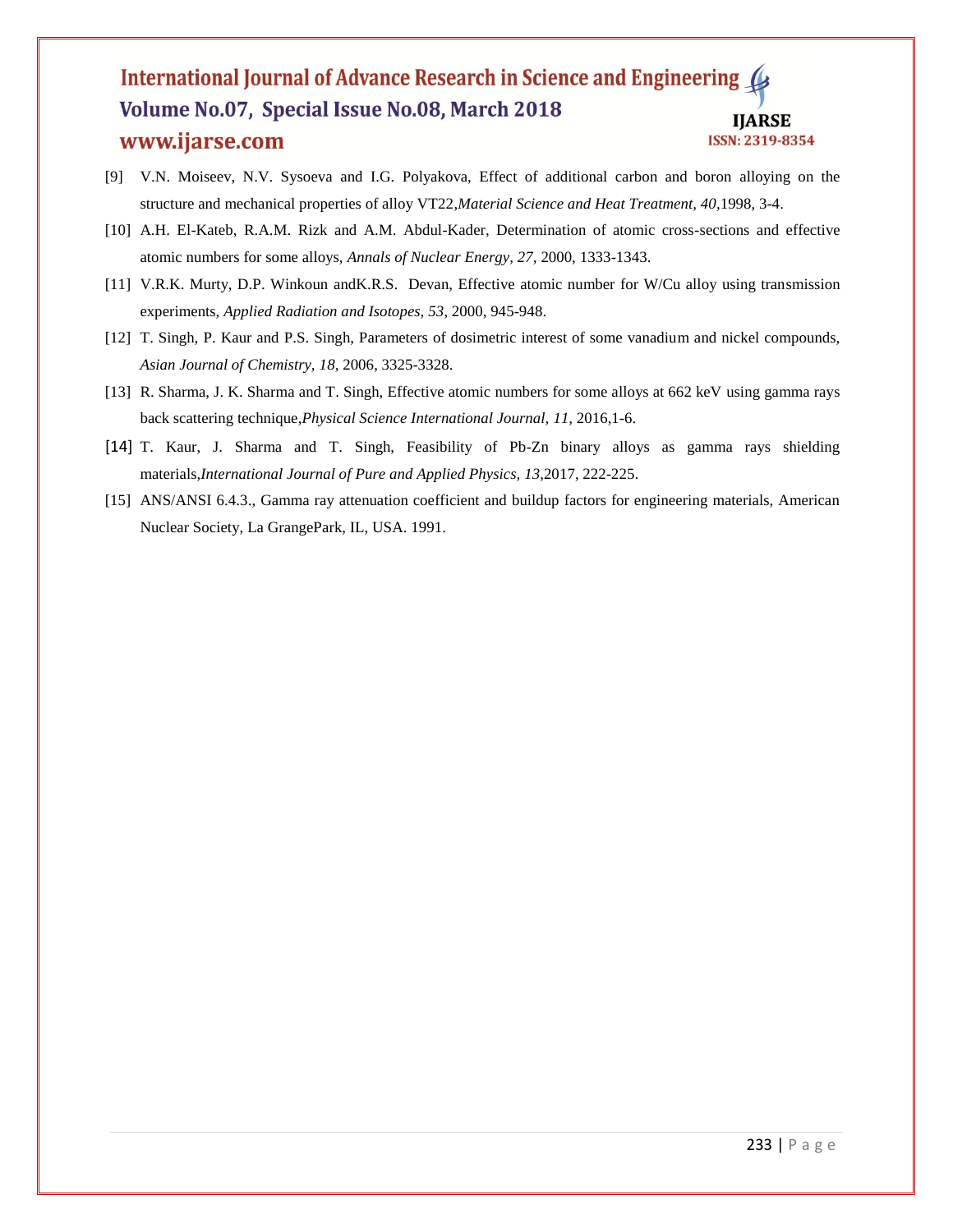[9] V.N. Moiseev, N.V. Sysoeva and I.G. Polyakova, Effect of additional carbon and boron alloying on the structure and mechanical properties of alloy VT22,*Material Science and Heat Treatment, 40,*1998, 3-4.

[10] A.H. El-Kateb, R.A.M. Rizk and A.M. Abdul-Kader, Determination of atomic cross-sections and effective atomic numbers for some alloys, *Annals of Nuclear Energy, 27,* 2000, 1333-1343.

[11] V.R.K. Murty, D.P. Winkoun andK.R.S. Devan, Effective atomic number for W/Cu alloy using transmission experiments, *Applied Radiation and Isotopes, 53,* 2000, 945-948.

[12] T. Singh, P. Kaur and P.S. Singh, Parameters of dosimetric interest of some vanadium and nickel compounds, *Asian Journal of Chemistry, 18,* 2006, 3325-3328.

[13] R. Sharma, J. K. Sharma and T. Singh, Effective atomic numbers for some alloys at 662 keV using gamma rays back scattering technique,*Physical Science International Journal, 11,* 2016,1-6.

[14] T. Kaur, J. Sharma and T. Singh, Feasibility of Pb-Zn binary alloys as gamma rays shielding materials,*International Journal of Pure and Applied Physics, 13,*2017, 222-225.

[15] ANS/ANSI 6.4.3., Gamma ray attenuation coefficient and buildup factors for engineering materials, American Nuclear Society, La GrangePark, IL, USA. 1991.